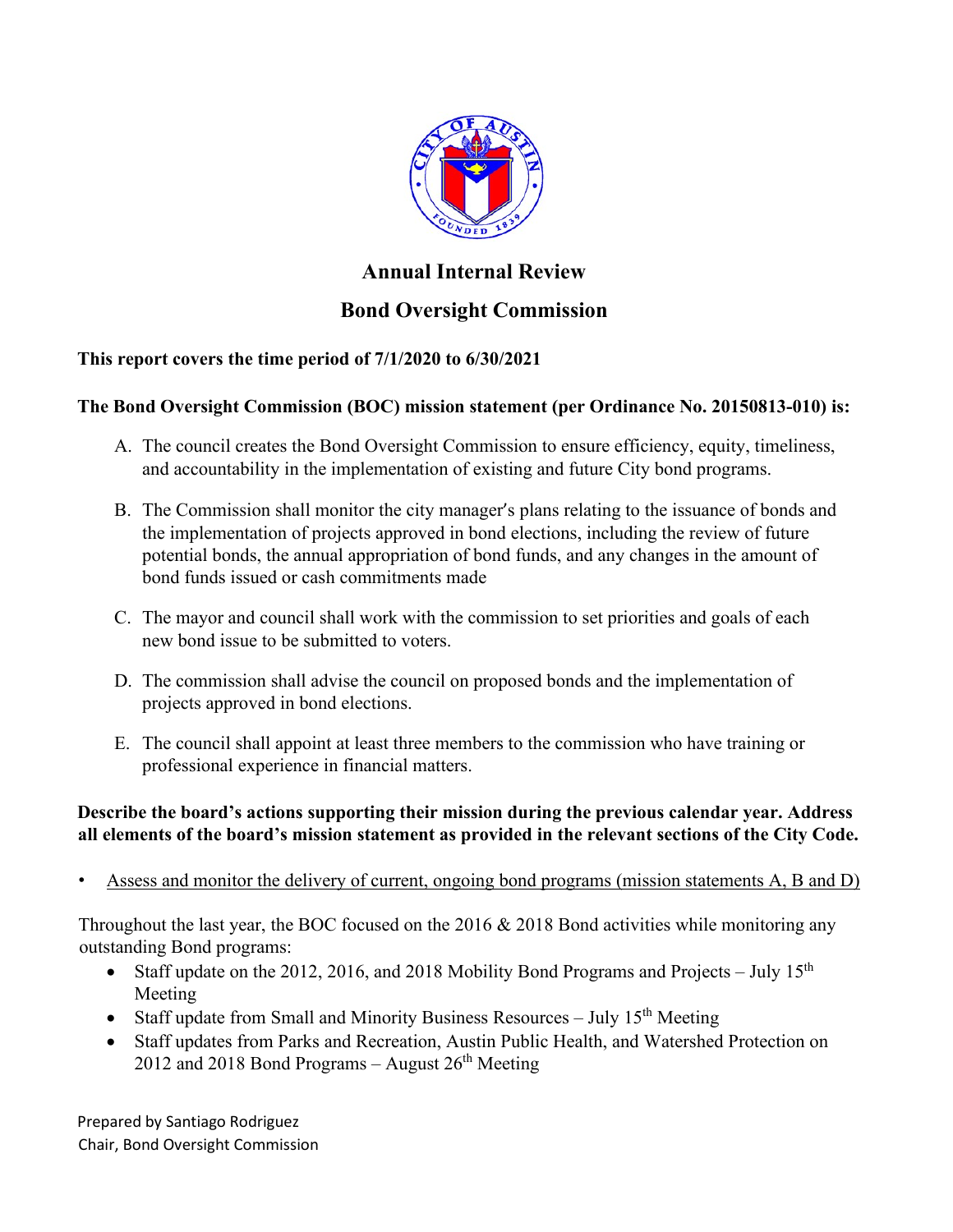# Annual Internal Review

# Bond Oversight Commission

**This report covers the time period of 7/1/2020 to 6/30/2021**

**The Bond Oversight Commission (BOC) mission statement (per Ordinance No. 20150813-010) is:**

A. The council creates the Bond Oversight Commission to ensure efficiency, equity, timeliness, and accountability in the implementation of existing and future City bond programs.

B. The Commission shall monitor the city manager's plans relating to the issuance of bonds and the implementation of projects approved in bond elections, including the review of future potential bonds, the annual appropriation of bond funds, and any changes in the amount of bond funds issued or cash commitments made

C. The mayor and council shall work with the commission to set priorities and goals of each new bond issue to be submitted to voters.

D. The commission shall advise the council on proposed bonds and the implementation of projects approved in bond elections.

E. The council shall appoint at least three members to the commission who have training or professional experience in financial matters.

**Describe the board's actions supporting their mission during the previous calendar year. Address all elements of the board's mission statement as provided in the relevant sections of the City Code.**

- Assess and monitor the delivery of current, ongoing bond programs (mission statements A, B and D)

Throughout the last year, the BOC focused on the 2016 & 2018 Bond activities while monitoring any outstanding Bond programs:

- Staff update on the 2012, 2016, and 2018 Mobility Bond Programs and Projects – July 15th Meeting
- Staff update from Small and Minority Business Resources – July 15th Meeting
- Staff updates from Parks and Recreation, Austin Public Health, and Watershed Protection on 2012 and 2018 Bond Programs – August 26th Meeting

Prepared by Santiago Rodriguez
Chair, Bond Oversight Commission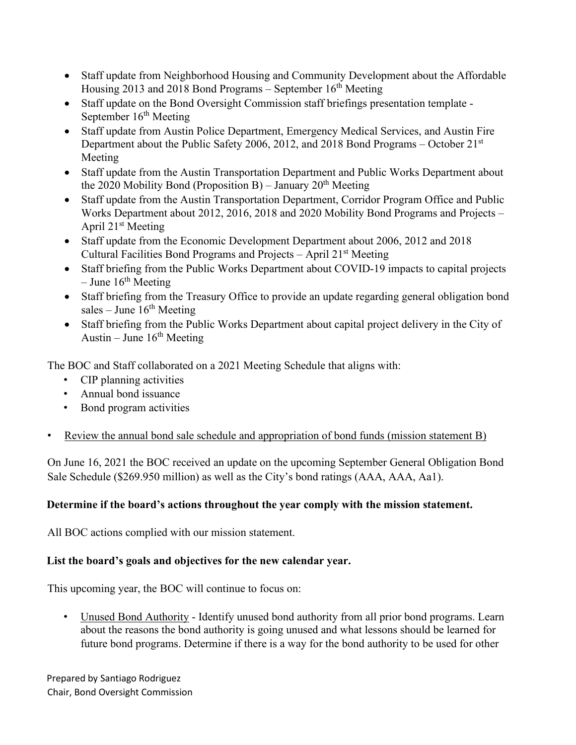- Staff update from Neighborhood Housing and Community Development about the Affordable Housing 2013 and 2018 Bond Programs – September 16th Meeting
- Staff update on the Bond Oversight Commission staff briefings presentation template - September 16th Meeting
- Staff update from Austin Police Department, Emergency Medical Services, and Austin Fire Department about the Public Safety 2006, 2012, and 2018 Bond Programs – October 21st Meeting
- Staff update from the Austin Transportation Department and Public Works Department about the 2020 Mobility Bond (Proposition B) – January 20th Meeting
- Staff update from the Austin Transportation Department, Corridor Program Office and Public Works Department about 2012, 2016, 2018 and 2020 Mobility Bond Programs and Projects – April 21st Meeting
- Staff update from the Economic Development Department about 2006, 2012 and 2018 Cultural Facilities Bond Programs and Projects – April 21st Meeting
- Staff briefing from the Public Works Department about COVID-19 impacts to capital projects – June 16th Meeting
- Staff briefing from the Treasury Office to provide an update regarding general obligation bond sales – June 16th Meeting
- Staff briefing from the Public Works Department about capital project delivery in the City of Austin – June 16th Meeting

The BOC and Staff collaborated on a 2021 Meeting Schedule that aligns with:

- CIP planning activities
- Annual bond issuance
- Bond program activities

- Review the annual bond sale schedule and appropriation of bond funds (mission statement B)

On June 16, 2021 the BOC received an update on the upcoming September General Obligation Bond Sale Schedule ($269.950 million) as well as the City's bond ratings (AAA, AAA, Aa1).

**Determine if the board's actions throughout the year comply with the mission statement.**

All BOC actions complied with our mission statement.

**List the board's goals and objectives for the new calendar year.**

This upcoming year, the BOC will continue to focus on:

- Unused Bond Authority - Identify unused bond authority from all prior bond programs. Learn about the reasons the bond authority is going unused and what lessons should be learned for future bond programs. Determine if there is a way for the bond authority to be used for other

Prepared by Santiago Rodriguez
Chair, Bond Oversight Commission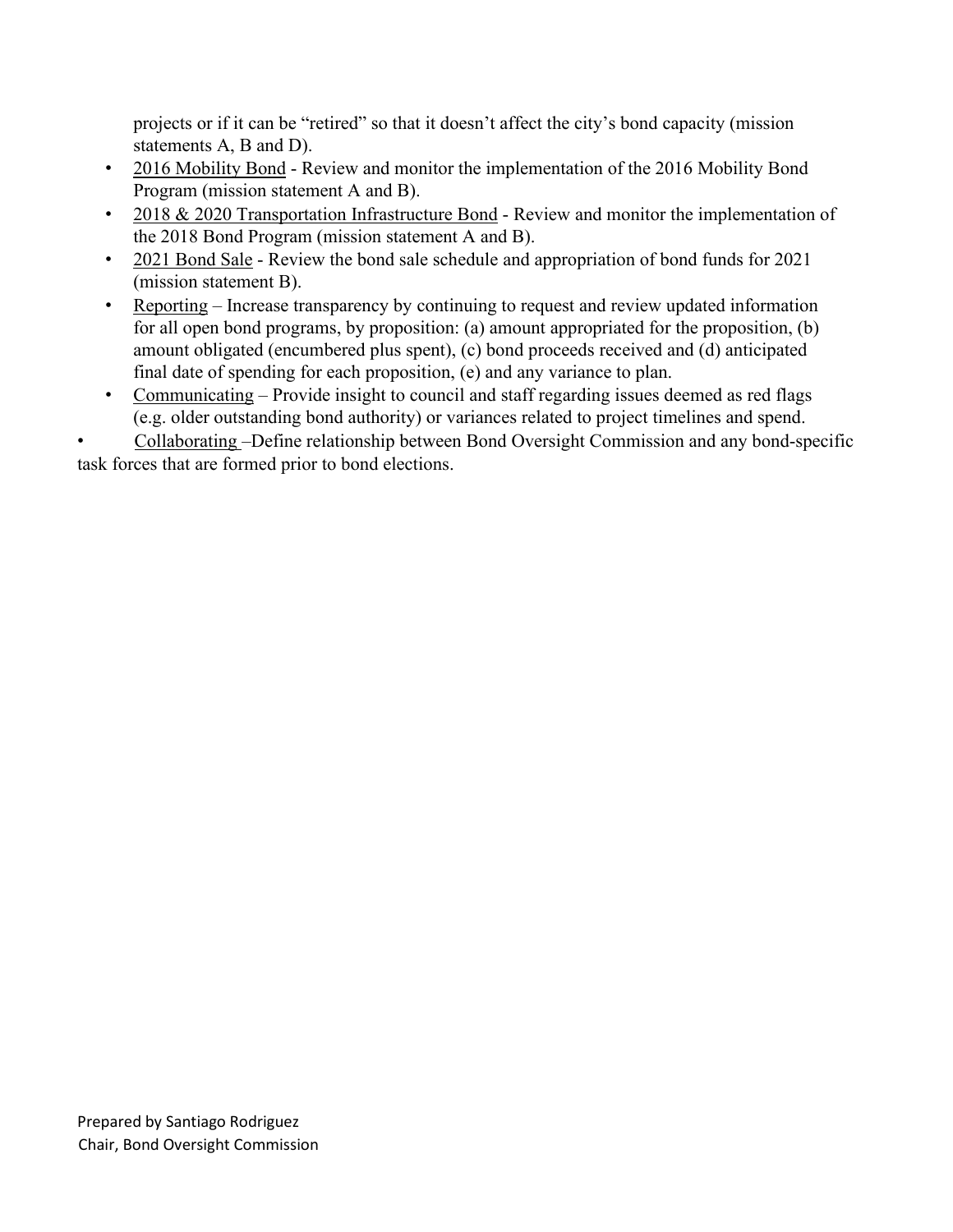projects or if it can be "retired" so that it doesn't affect the city's bond capacity (mission statements A, B and D).

- <u>2016 Mobility Bond</u> - Review and monitor the implementation of the 2016 Mobility Bond Program (mission statement A and B).
- <u>2018 & 2020 Transportation Infrastructure Bond</u> - Review and monitor the implementation of the 2018 Bond Program (mission statement A and B).
- <u>2021 Bond Sale</u> - Review the bond sale schedule and appropriation of bond funds for 2021 (mission statement B).
- <u>Reporting</u> – Increase transparency by continuing to request and review updated information for all open bond programs, by proposition: (a) amount appropriated for the proposition, (b) amount obligated (encumbered plus spent), (c) bond proceeds received and (d) anticipated final date of spending for each proposition, (e) and any variance to plan.
- <u>Communicating</u> – Provide insight to council and staff regarding issues deemed as red flags (e.g. older outstanding bond authority) or variances related to project timelines and spend.
- <u>Collaborating</u> –Define relationship between Bond Oversight Commission and any bond-specific task forces that are formed prior to bond elections.

Prepared by Santiago Rodriguez
Chair, Bond Oversight Commission